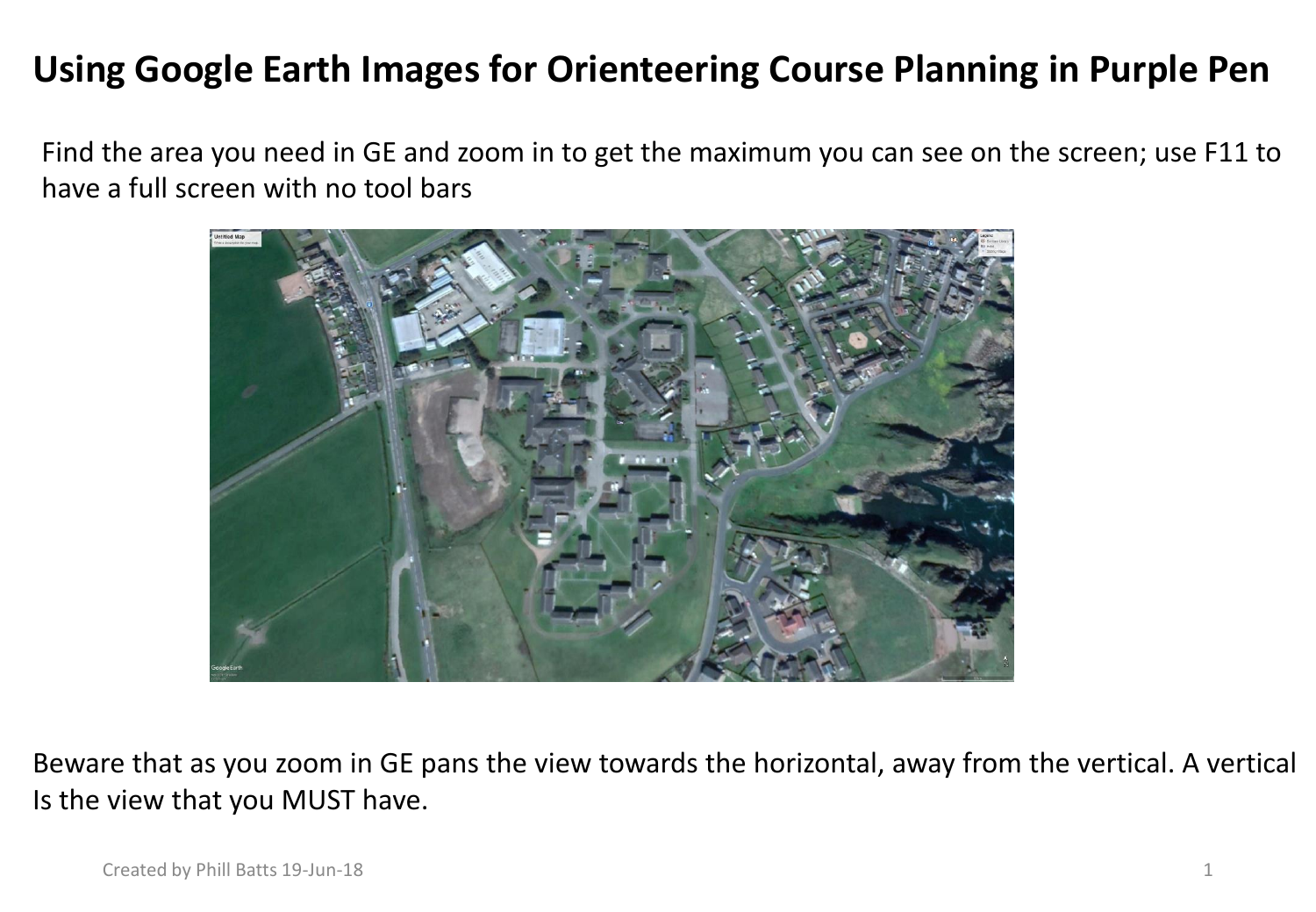# Using Google Earth Images for Orienteering Course Planning in Purple Pen

Find the area you need in GE and zoom in to get the maximum you can see on the screen; use F11 to have a full screen with no tool bars

Beware that as you zoom in GE pans the view towards the horizontal, away from the vertical. A vertical Is the view that you MUST have.

Created by Phill Batts 19-Jun-18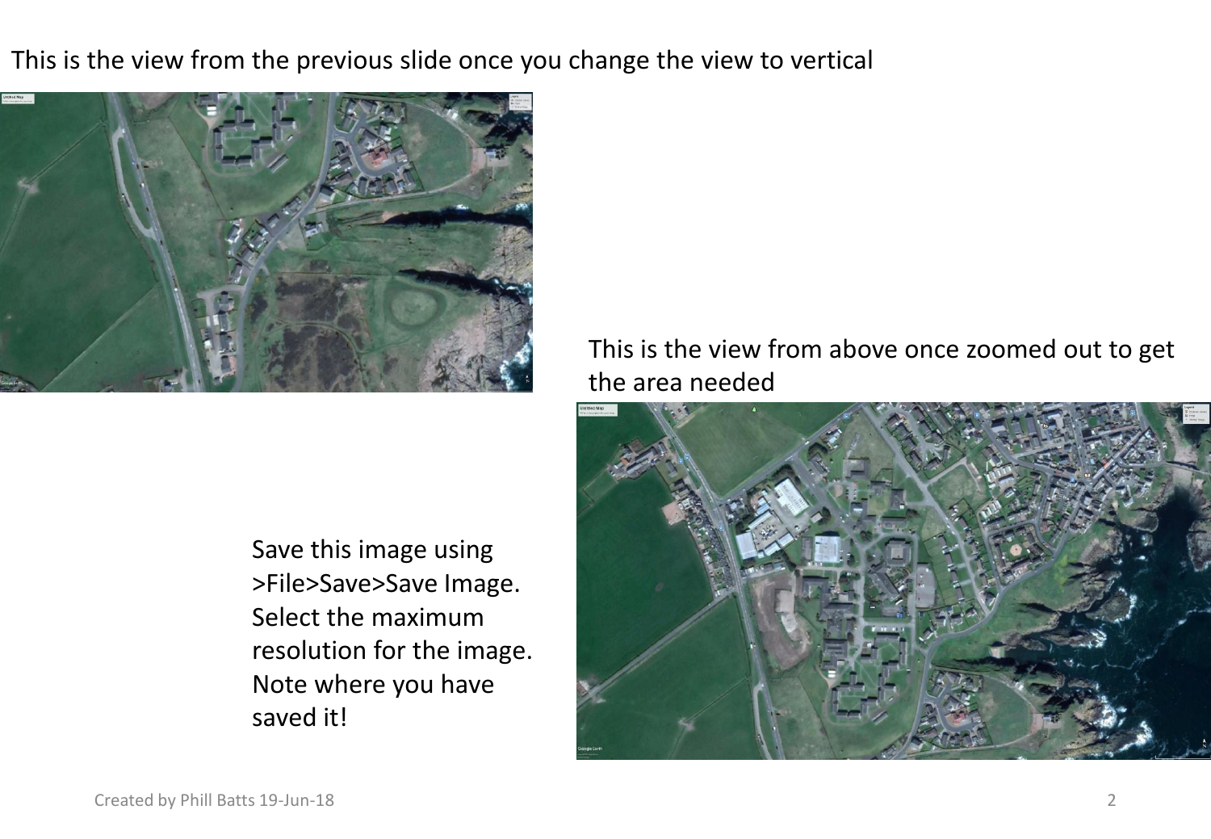This is the view from the previous slide once you change the view to vertical

This is the view from above once zoomed out to get the area needed

Save this image using >File>Save>Save Image. Select the maximum resolution for the image. Note where you have saved it!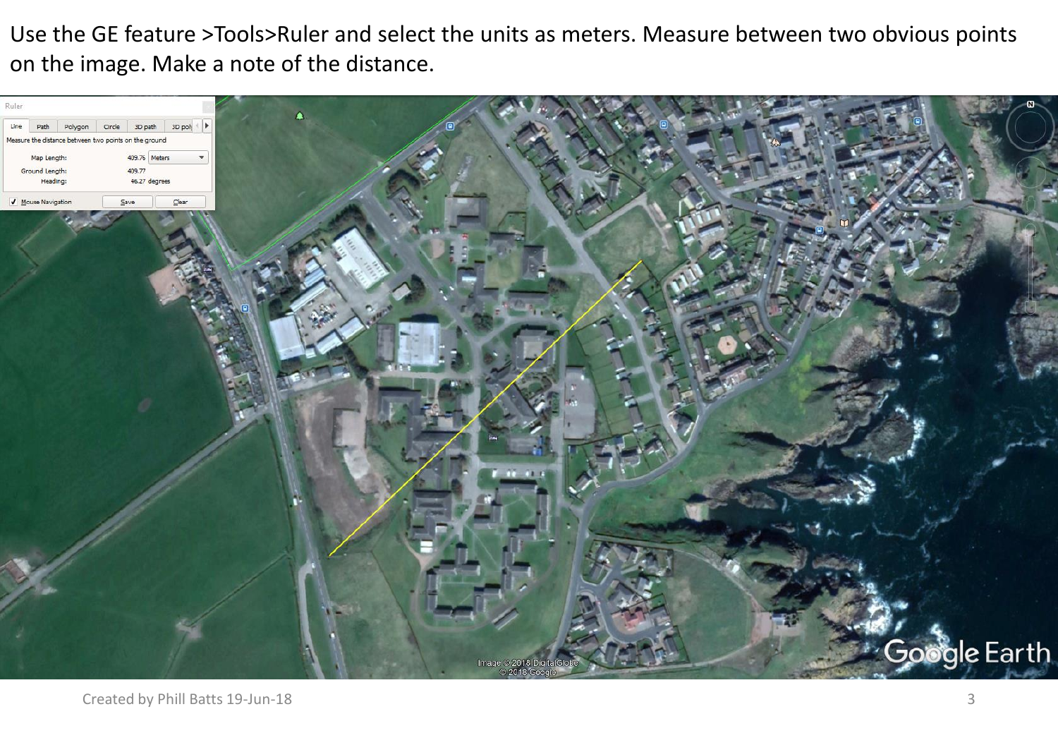Use the GE feature >Tools>Ruler and select the units as meters. Measure between two obvious points on the image. Make a note of the distance.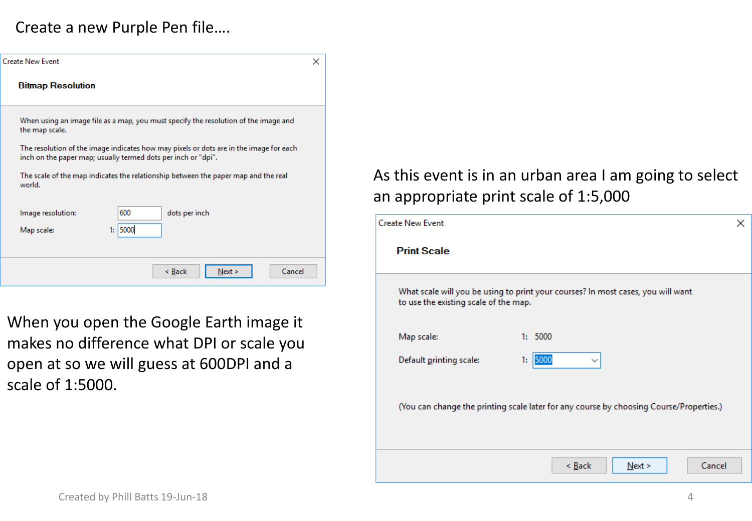Create a new Purple Pen file....

**Create New Event**

**Bitmap Resolution**

When using an image file as a map, you must specify the resolution of the image and the map scale.

The resolution of the image indicates how may pixels or dots are in the image for each inch on the paper map; usually termed dots per inch or "dpi".

The scale of the map indicates the relationship between the paper map and the real world.

Image resolution: 600 dots per inch

Map scale: 1: 5000

< Back | Next > | Cancel

When you open the Google Earth image it makes no difference what DPI or scale you open at so we will guess at 600DPI and a scale of 1:5000.

As this event is in an urban area I am going to select an appropriate print scale of 1:5,000

**Create New Event**

**Print Scale**

What scale will you be using to print your courses? In most cases, you will want to use the existing scale of the map.

Map scale: 1: 5000

Default printing scale: 1: 5000

(You can change the printing scale later for any course by choosing Course/Properties.)

< Back | Next > | Cancel

Created by Phill Batts 19-Jun-18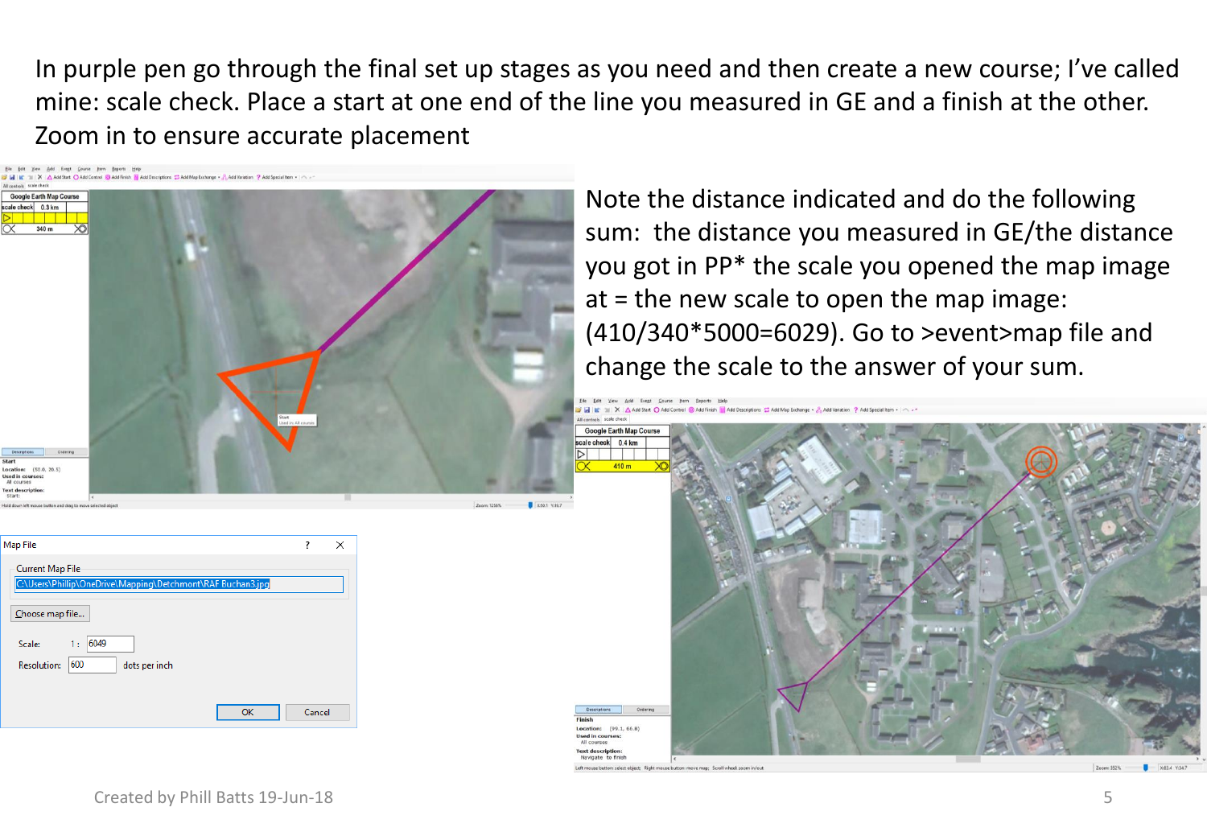In purple pen go through the final set up stages as you need and then create a new course; I've called mine: scale check. Place a start at one end of the line you measured in GE and a finish at the other. Zoom in to ensure accurate placement

Note the distance indicated and do the following sum: the distance you measured in GE/the distance you got in PP* the scale you opened the map image at = the new scale to open the map image: (410/340*5000=6029). Go to >event>map file and change the scale to the answer of your sum.

Map File

Current Map File

C:\Users\Phillip\OneDrive\Mapping\Detchmont\RAF Buchan3.jpg

Choose map file...

Scale: 1 : 6049

Resolution: 600 dots per inch

OK Cancel

Created by Phill Batts 19-Jun-18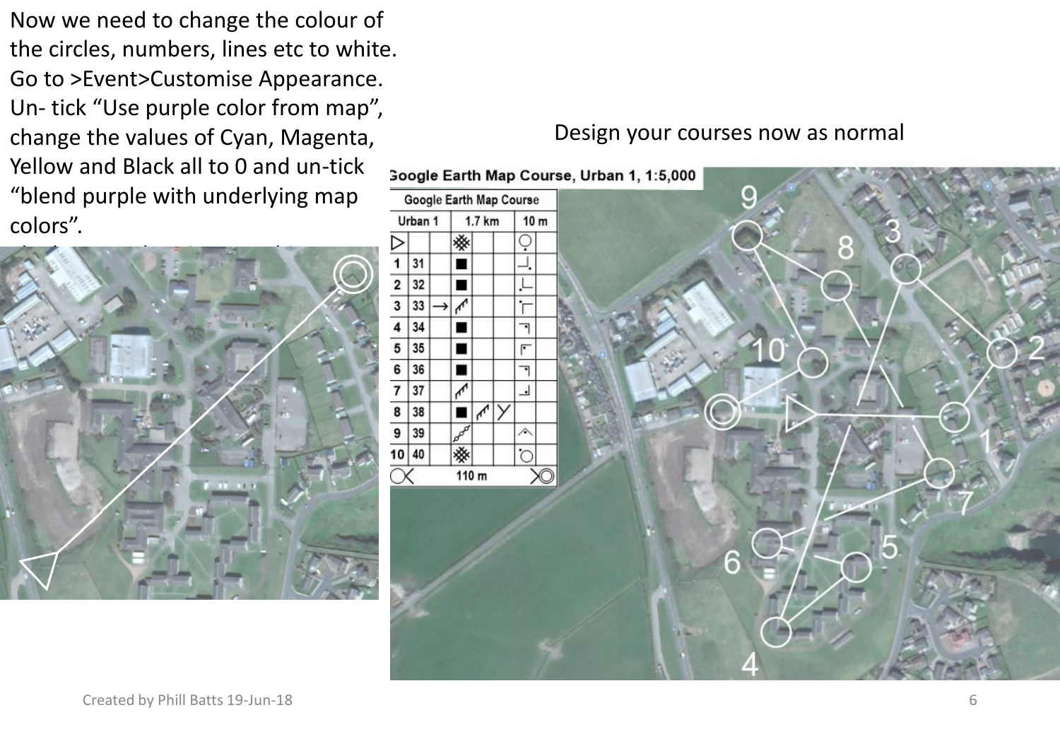Now we need to change the colour of the circles, numbers, lines etc to white. Go to >Event>Customise Appearance. Un- tick “Use purple color from map”, change the values of Cyan, Magenta, Yellow and Black all to 0 and un-tick “blend purple with underlying map colors”.

Design your courses now as normal